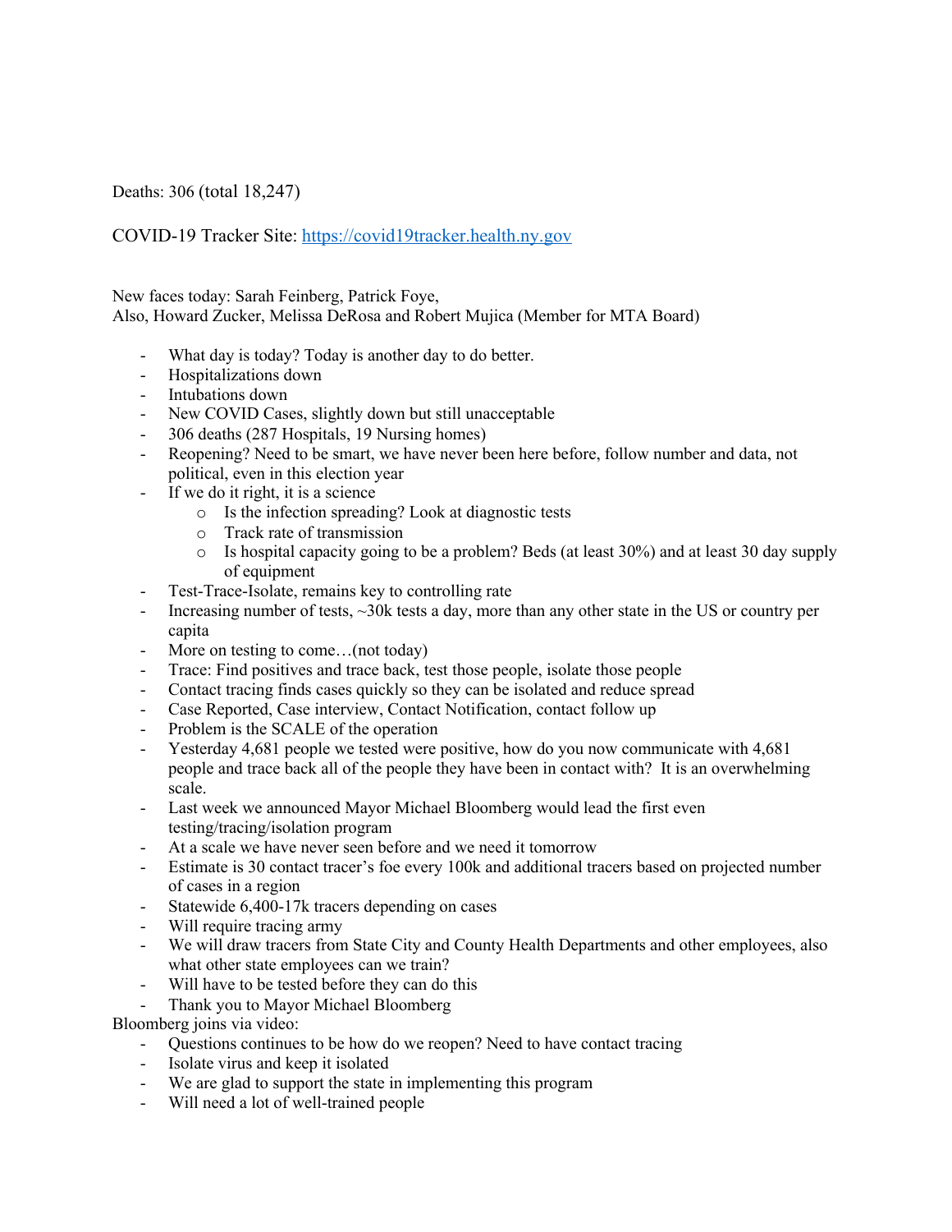Deaths: 306 (total 18,247)

COVID-19 Tracker Site: [https://covid19tracker.health.ny.gov](https://covid19tracker.health.ny.gov)

New faces today: Sarah Feinberg, Patrick Foye,
Also, Howard Zucker, Melissa DeRosa and Robert Mujica (Member for MTA Board)

- What day is today? Today is another day to do better.
- Hospitalizations down
- Intubations down
- New COVID Cases, slightly down but still unacceptable
- 306 deaths (287 Hospitals, 19 Nursing homes)
- Reopening? Need to be smart, we have never been here before, follow number and data, not political, even in this election year
- If we do it right, it is a science
    - Is the infection spreading? Look at diagnostic tests
    - Track rate of transmission
    - Is hospital capacity going to be a problem? Beds (at least 30%) and at least 30 day supply of equipment
- Test-Trace-Isolate, remains key to controlling rate
- Increasing number of tests, ~30k tests a day, more than any other state in the US or country per capita
- More on testing to come…(not today)
- Trace: Find positives and trace back, test those people, isolate those people
- Contact tracing finds cases quickly so they can be isolated and reduce spread
- Case Reported, Case interview, Contact Notification, contact follow up
- Problem is the SCALE of the operation
- Yesterday 4,681 people we tested were positive, how do you now communicate with 4,681 people and trace back all of the people they have been in contact with? It is an overwhelming scale.
- Last week we announced Mayor Michael Bloomberg would lead the first even testing/tracing/isolation program
- At a scale we have never seen before and we need it tomorrow
- Estimate is 30 contact tracer's foe every 100k and additional tracers based on projected number of cases in a region
- Statewide 6,400-17k tracers depending on cases
- Will require tracing army
- We will draw tracers from State City and County Health Departments and other employees, also what other state employees can we train?
- Will have to be tested before they can do this
- Thank you to Mayor Michael Bloomberg

Bloomberg joins via video:

- Questions continues to be how do we reopen? Need to have contact tracing
- Isolate virus and keep it isolated
- We are glad to support the state in implementing this program
- Will need a lot of well-trained people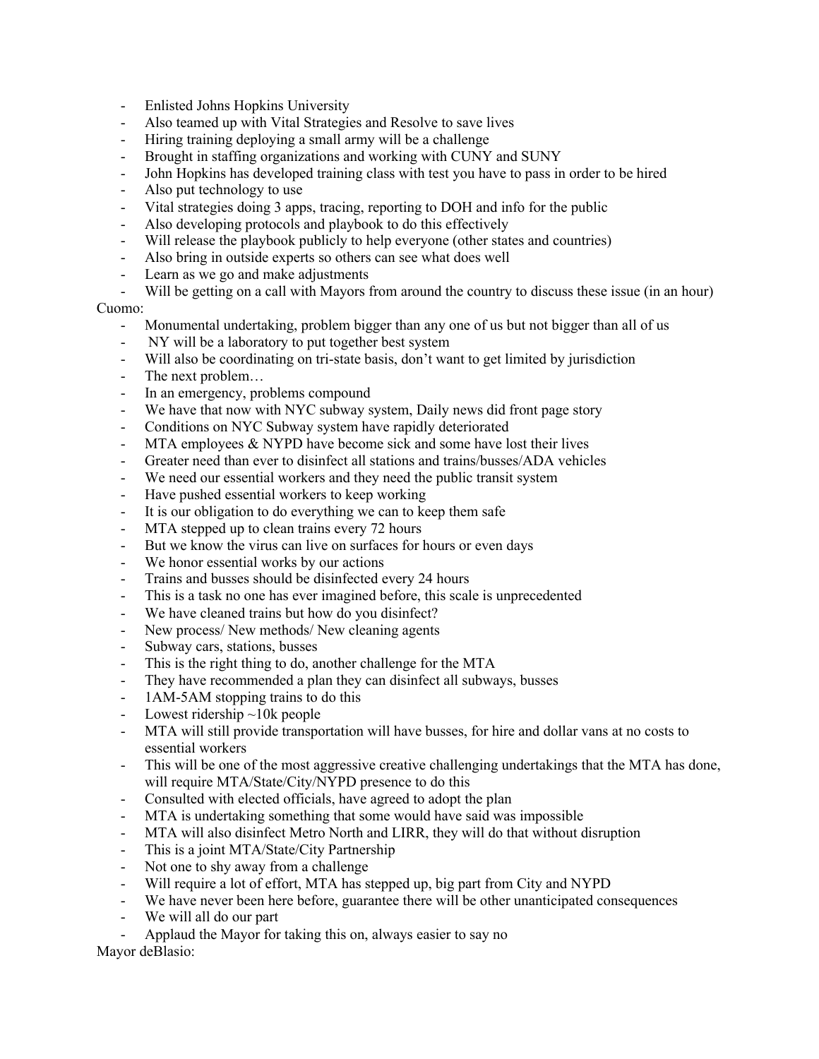- Enlisted Johns Hopkins University
- Also teamed up with Vital Strategies and Resolve to save lives
- Hiring training deploying a small army will be a challenge
- Brought in staffing organizations and working with CUNY and SUNY
- John Hopkins has developed training class with test you have to pass in order to be hired
- Also put technology to use
- Vital strategies doing 3 apps, tracing, reporting to DOH and info for the public
- Also developing protocols and playbook to do this effectively
- Will release the playbook publicly to help everyone (other states and countries)
- Also bring in outside experts so others can see what does well
- Learn as we go and make adjustments
- Will be getting on a call with Mayors from around the country to discuss these issue (in an hour)

Cuomo:

- Monumental undertaking, problem bigger than any one of us but not bigger than all of us
- NY will be a laboratory to put together best system
- Will also be coordinating on tri-state basis, don't want to get limited by jurisdiction
- The next problem…
- In an emergency, problems compound
- We have that now with NYC subway system, Daily news did front page story
- Conditions on NYC Subway system have rapidly deteriorated
- MTA employees & NYPD have become sick and some have lost their lives
- Greater need than ever to disinfect all stations and trains/busses/ADA vehicles
- We need our essential workers and they need the public transit system
- Have pushed essential workers to keep working
- It is our obligation to do everything we can to keep them safe
- MTA stepped up to clean trains every 72 hours
- But we know the virus can live on surfaces for hours or even days
- We honor essential works by our actions
- Trains and busses should be disinfected every 24 hours
- This is a task no one has ever imagined before, this scale is unprecedented
- We have cleaned trains but how do you disinfect?
- New process/ New methods/ New cleaning agents
- Subway cars, stations, busses
- This is the right thing to do, another challenge for the MTA
- They have recommended a plan they can disinfect all subways, busses
- 1AM-5AM stopping trains to do this
- Lowest ridership ~10k people
- MTA will still provide transportation will have busses, for hire and dollar vans at no costs to essential workers
- This will be one of the most aggressive creative challenging undertakings that the MTA has done, will require MTA/State/City/NYPD presence to do this
- Consulted with elected officials, have agreed to adopt the plan
- MTA is undertaking something that some would have said was impossible
- MTA will also disinfect Metro North and LIRR, they will do that without disruption
- This is a joint MTA/State/City Partnership
- Not one to shy away from a challenge
- Will require a lot of effort, MTA has stepped up, big part from City and NYPD
- We have never been here before, guarantee there will be other unanticipated consequences
- We will all do our part
- Applaud the Mayor for taking this on, always easier to say no

Mayor deBlasio: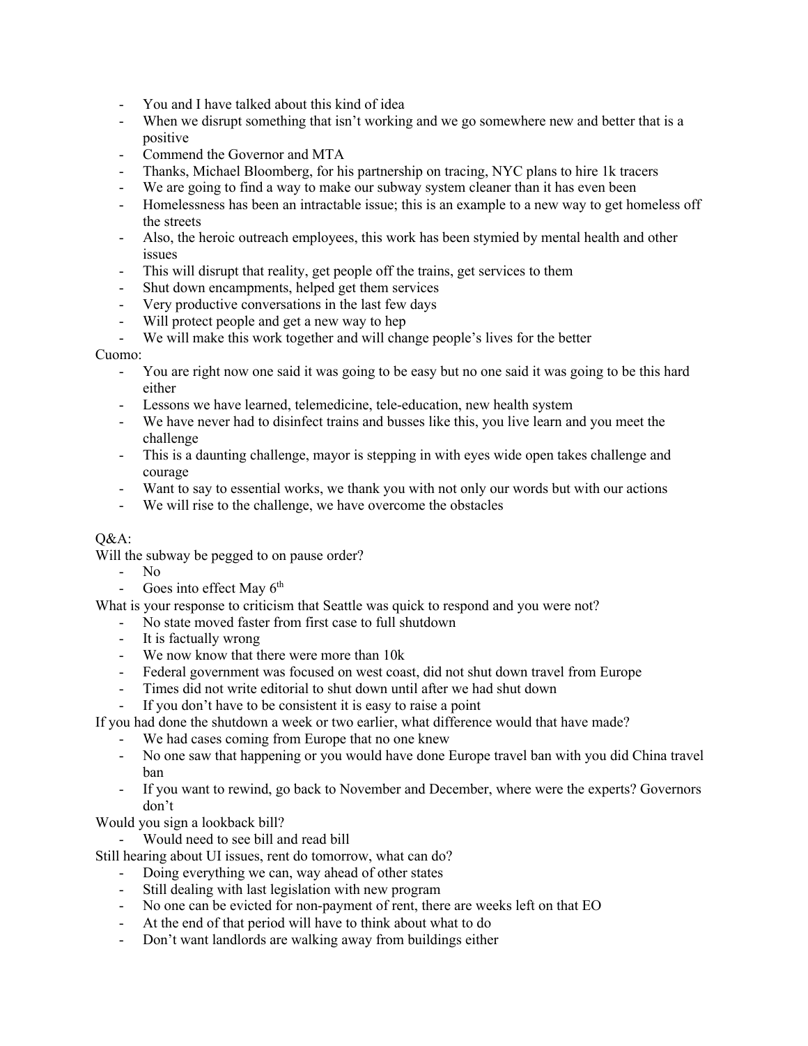- You and I have talked about this kind of idea
- When we disrupt something that isn't working and we go somewhere new and better that is a positive
- Commend the Governor and MTA
- Thanks, Michael Bloomberg, for his partnership on tracing, NYC plans to hire 1k tracers
- We are going to find a way to make our subway system cleaner than it has even been
- Homelessness has been an intractable issue; this is an example to a new way to get homeless off the streets
- Also, the heroic outreach employees, this work has been stymied by mental health and other issues
- This will disrupt that reality, get people off the trains, get services to them
- Shut down encampments, helped get them services
- Very productive conversations in the last few days
- Will protect people and get a new way to hep
- We will make this work together and will change people's lives for the better

Cuomo:

- You are right now one said it was going to be easy but no one said it was going to be this hard either
- Lessons we have learned, telemedicine, tele-education, new health system
- We have never had to disinfect trains and busses like this, you live learn and you meet the challenge
- This is a daunting challenge, mayor is stepping in with eyes wide open takes challenge and courage
- Want to say to essential works, we thank you with not only our words but with our actions
- We will rise to the challenge, we have overcome the obstacles

Q&A:

Will the subway be pegged to on pause order?

- No
- Goes into effect May 6th

What is your response to criticism that Seattle was quick to respond and you were not?

- No state moved faster from first case to full shutdown
- It is factually wrong
- We now know that there were more than 10k
- Federal government was focused on west coast, did not shut down travel from Europe
- Times did not write editorial to shut down until after we had shut down
- If you don't have to be consistent it is easy to raise a point

If you had done the shutdown a week or two earlier, what difference would that have made?

- We had cases coming from Europe that no one knew
- No one saw that happening or you would have done Europe travel ban with you did China travel ban
- If you want to rewind, go back to November and December, where were the experts? Governors don't

Would you sign a lookback bill?

- Would need to see bill and read bill

Still hearing about UI issues, rent do tomorrow, what can do?

- Doing everything we can, way ahead of other states
- Still dealing with last legislation with new program
- No one can be evicted for non-payment of rent, there are weeks left on that EO
- At the end of that period will have to think about what to do
- Don't want landlords are walking away from buildings either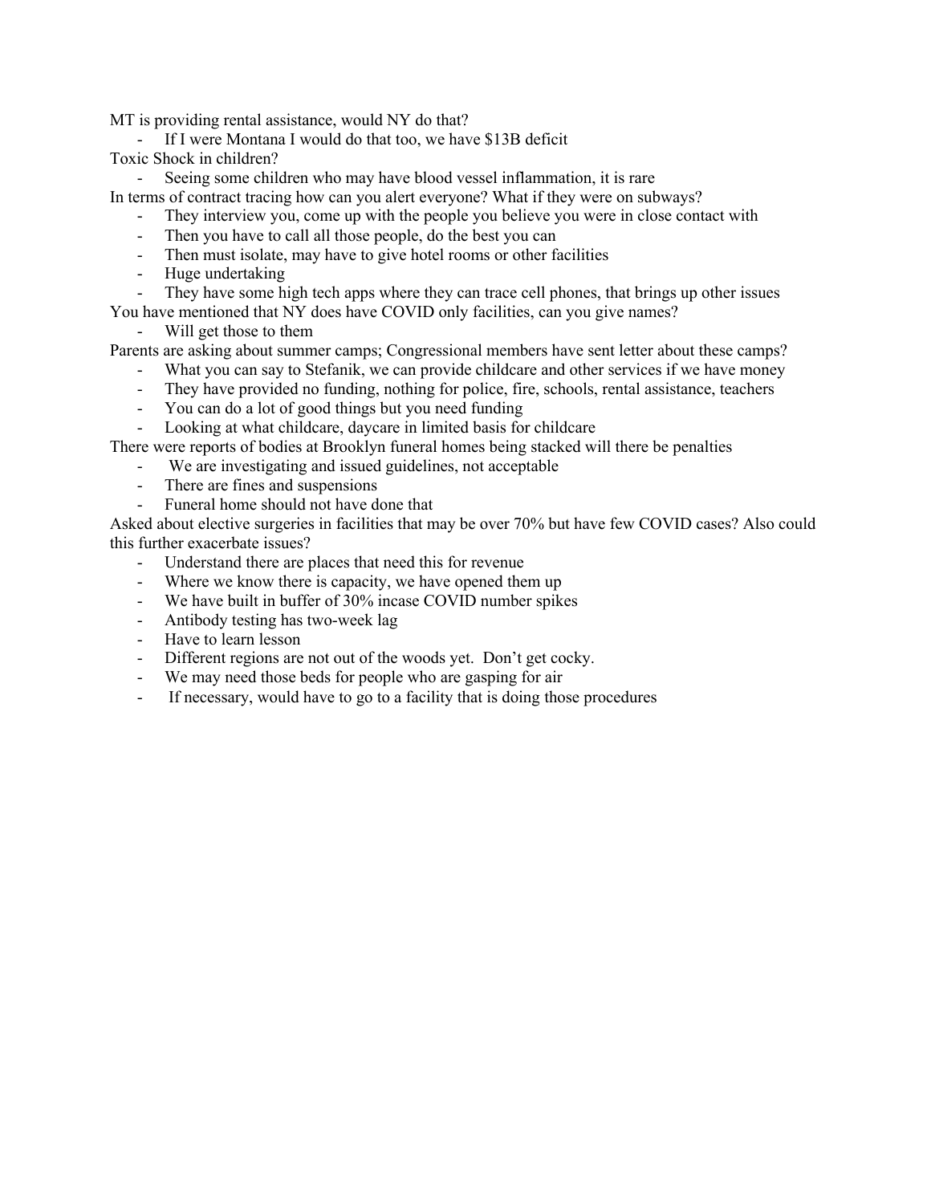MT is providing rental assistance, would NY do that?

- If I were Montana I would do that too, we have $13B deficit

Toxic Shock in children?

- Seeing some children who may have blood vessel inflammation, it is rare

In terms of contract tracing how can you alert everyone? What if they were on subways?

- They interview you, come up with the people you believe you were in close contact with
- Then you have to call all those people, do the best you can
- Then must isolate, may have to give hotel rooms or other facilities
- Huge undertaking
- They have some high tech apps where they can trace cell phones, that brings up other issues

You have mentioned that NY does have COVID only facilities, can you give names?

- Will get those to them

Parents are asking about summer camps; Congressional members have sent letter about these camps?

- What you can say to Stefanik, we can provide childcare and other services if we have money
- They have provided no funding, nothing for police, fire, schools, rental assistance, teachers
- You can do a lot of good things but you need funding
- Looking at what childcare, daycare in limited basis for childcare

There were reports of bodies at Brooklyn funeral homes being stacked will there be penalties

- We are investigating and issued guidelines, not acceptable
- There are fines and suspensions
- Funeral home should not have done that

Asked about elective surgeries in facilities that may be over 70% but have few COVID cases? Also could this further exacerbate issues?

- Understand there are places that need this for revenue
- Where we know there is capacity, we have opened them up
- We have built in buffer of 30% incase COVID number spikes
- Antibody testing has two-week lag
- Have to learn lesson
- Different regions are not out of the woods yet. Don't get cocky.
- We may need those beds for people who are gasping for air
- If necessary, would have to go to a facility that is doing those procedures